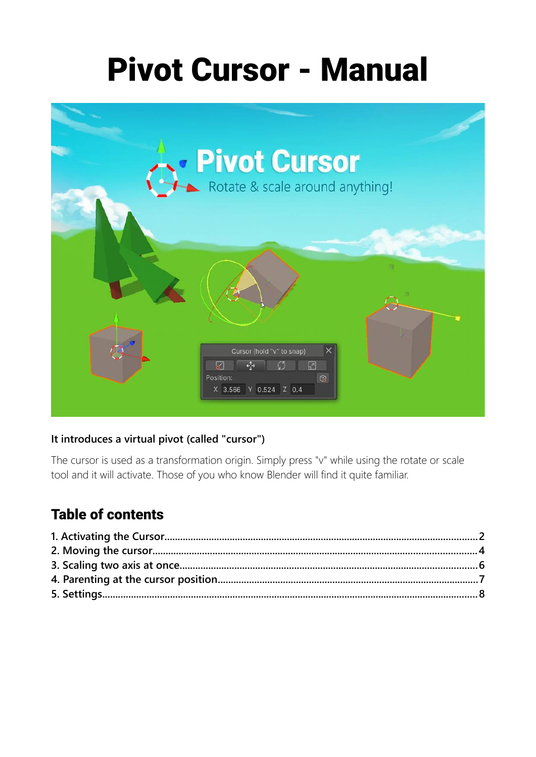# Pivot Cursor - Manual

**It introduces a virtual pivot (called "cursor")**

The cursor is used as a transformation origin. Simply press "v" while using the rotate or scale tool and it will activate. Those of you who know Blender will find it quite familiar.

## Table of contents

1. Activating the Cursor....................................................................................................2
2. Moving the cursor........................................................................................................4
3. Scaling two axis at once...............................................................................................6
4. Parenting at the cursor position...................................................................................7
5. Settings.........................................................................................................................8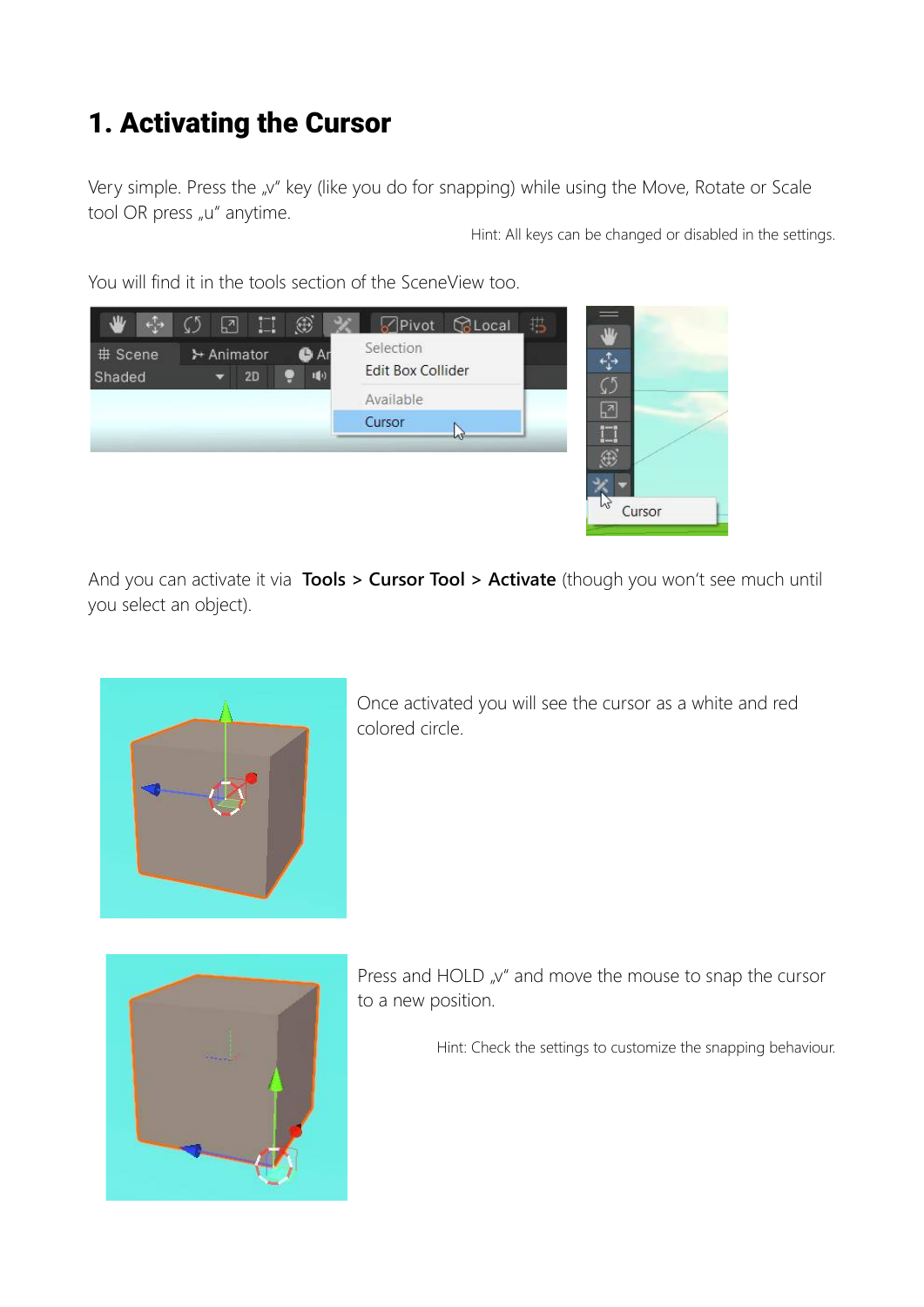# 1. Activating the Cursor

Very simple. Press the „v" key (like you do for snapping) while using the Move, Rotate or Scale tool OR press „u" anytime.

Hint: All keys can be changed or disabled in the settings.

You will find it in the tools section of the SceneView too.

And you can activate it via **Tools > Cursor Tool > Activate** (though you won't see much until you select an object).

Once activated you will see the cursor as a white and red colored circle.

Press and HOLD „v" and move the mouse to snap the cursor to a new position.

Hint: Check the settings to customize the snapping behaviour.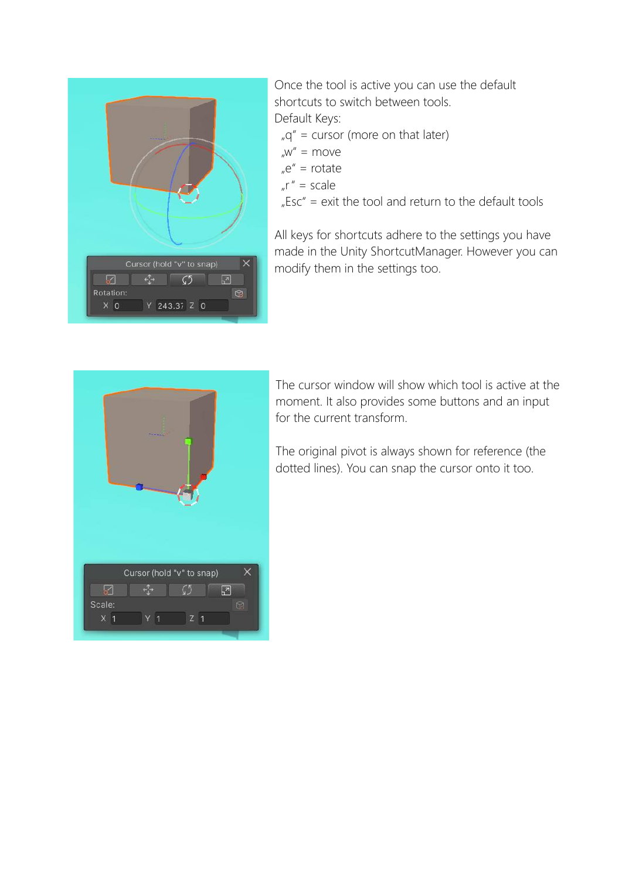Once the tool is active you can use the default shortcuts to switch between tools.
Default Keys:

„q" = cursor (more on that later)
„w" = move
„e" = rotate
„r" = scale
„Esc" = exit the tool and return to the default tools

All keys for shortcuts adhere to the settings you have made in the Unity ShortcutManager. However you can modify them in the settings too.

The cursor window will show which tool is active at the moment. It also provides some buttons and an input for the current transform.

The original pivot is always shown for reference (the dotted lines). You can snap the cursor onto it too.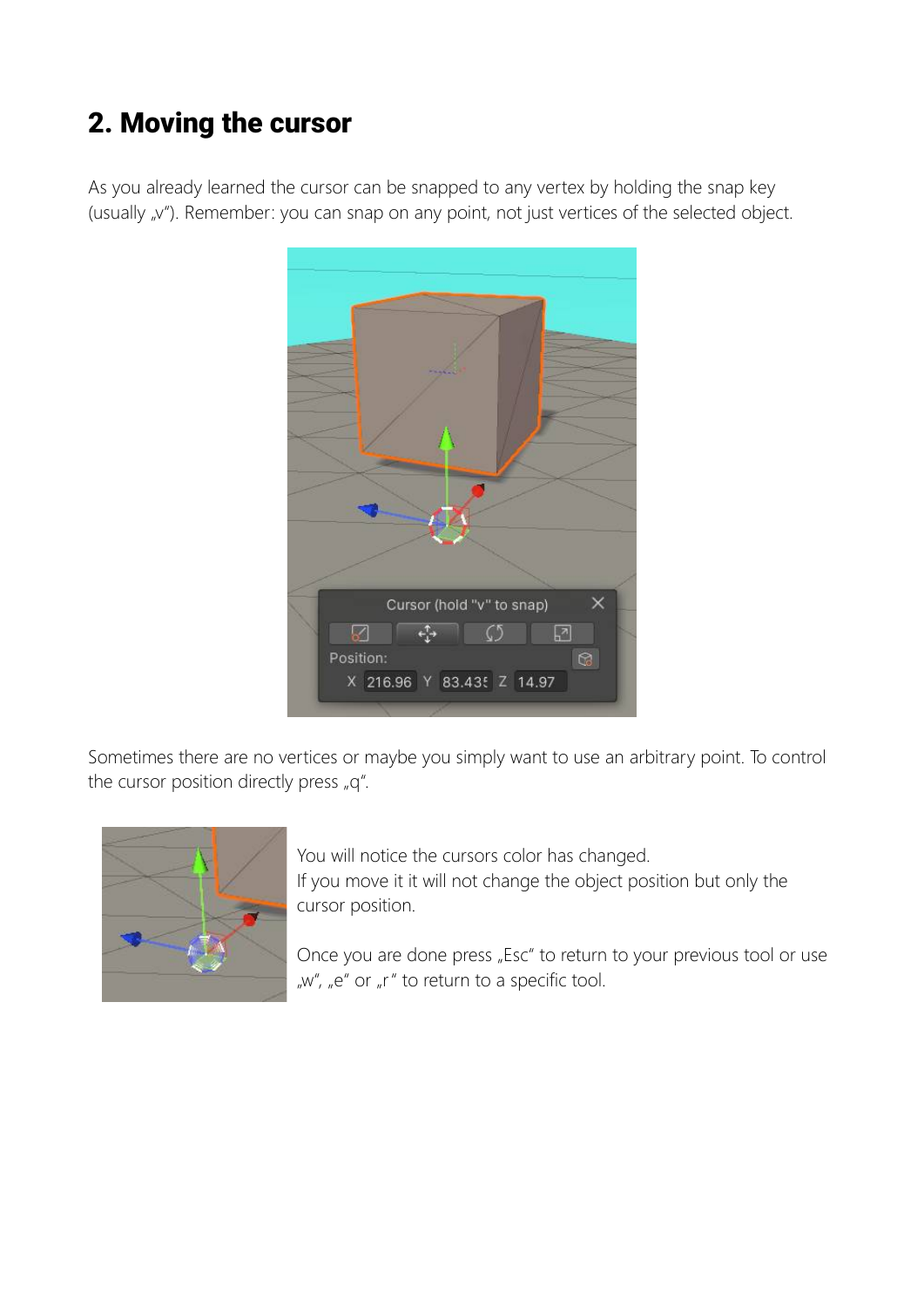## 2. Moving the cursor

As you already learned the cursor can be snapped to any vertex by holding the snap key (usually „v"). Remember: you can snap on any point, not just vertices of the selected object.

Sometimes there are no vertices or maybe you simply want to use an arbitrary point. To control the cursor position directly press „q".

You will notice the cursors color has changed.
If you move it it will not change the object position but only the cursor position.

Once you are done press „Esc" to return to your previous tool or use „w", „e" or „r" to return to a specific tool.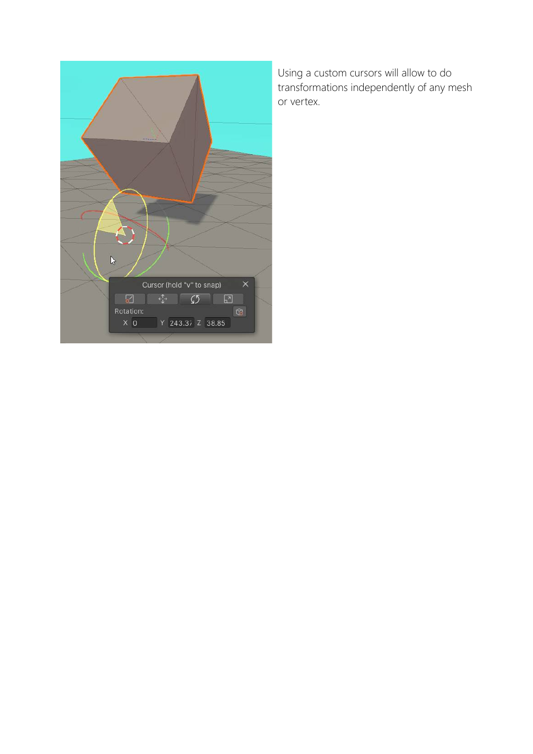Using a custom cursors will allow to do transformations independently of any mesh or vertex.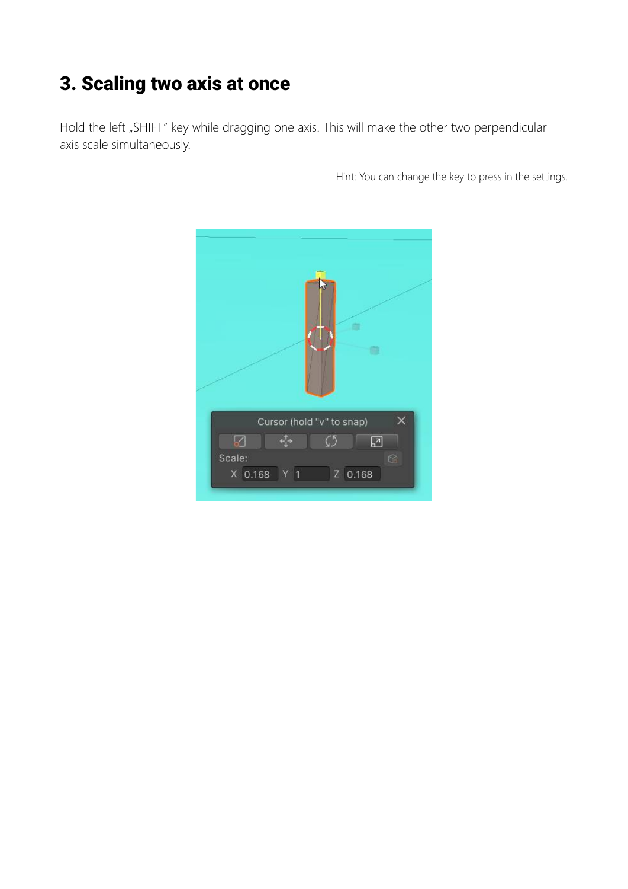# 3. Scaling two axis at once

Hold the left „SHIFT" key while dragging one axis. This will make the other two perpendicular axis scale simultaneously.

Hint: You can change the key to press in the settings.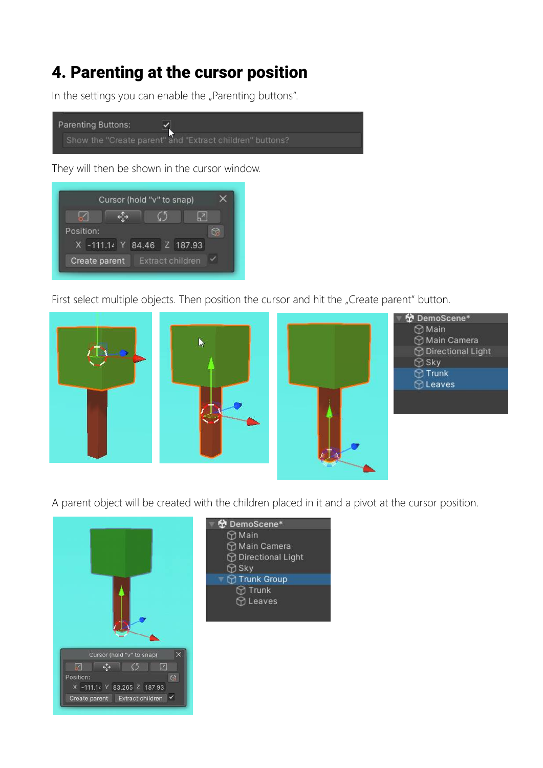# 4. Parenting at the cursor position

In the settings you can enable the „Parenting buttons".

They will then be shown in the cursor window.

First select multiple objects. Then position the cursor and hit the „Create parent" button.

A parent object will be created with the children placed in it and a pivot at the cursor position.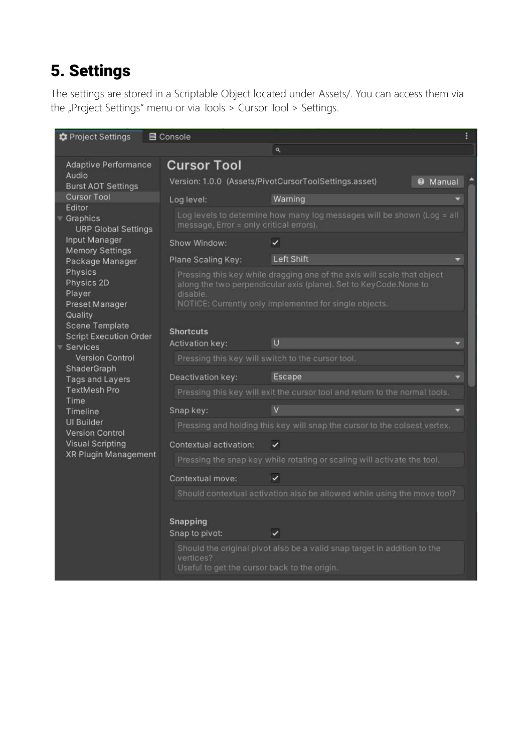# 5. Settings

The settings are stored in a Scriptable Object located under Assets/. You can access them via the „Project Settings" menu or via Tools > Cursor Tool > Settings.